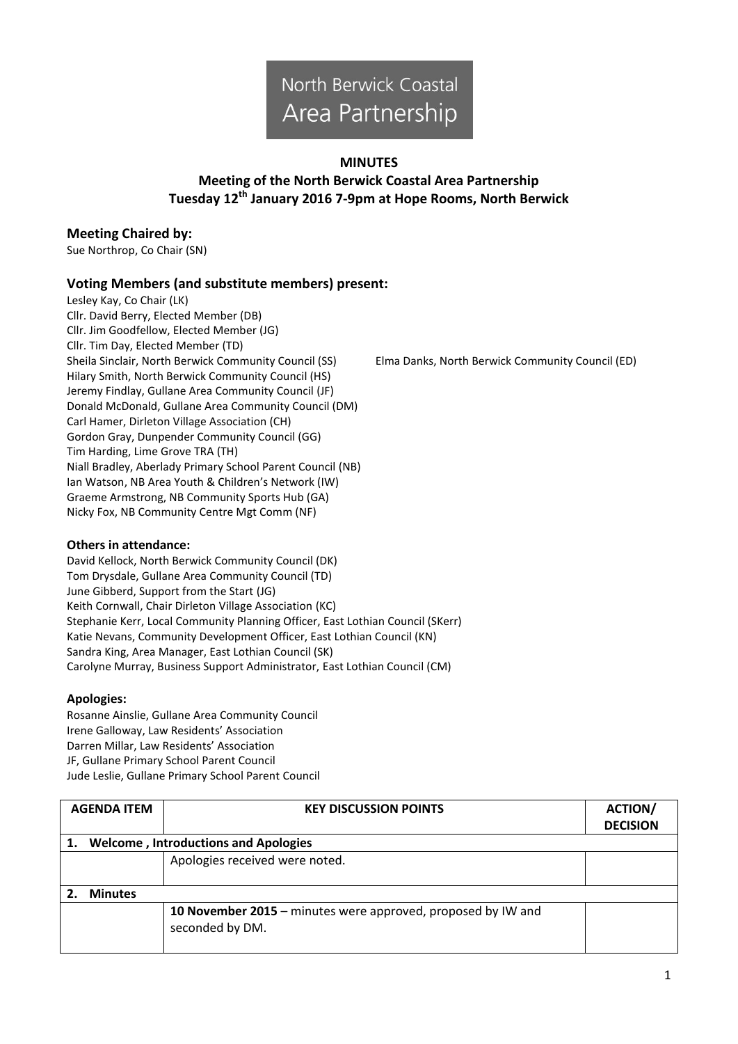North Berwick Coastal Area Partnership

**MINUTES**

**Meeting of the North Berwick Coastal Area Partnership**
**Tuesday 12th January 2016 7-9pm at Hope Rooms, North Berwick**

## Meeting Chaired by:

Sue Northrop, Co Chair (SN)

## Voting Members (and substitute members) present:

Lesley Kay, Co Chair (LK)
Cllr. David Berry, Elected Member (DB)
Cllr. Jim Goodfellow, Elected Member (JG)
Cllr. Tim Day, Elected Member (TD)
Sheila Sinclair, North Berwick Community Council (SS)
Elma Danks, North Berwick Community Council (ED)
Hilary Smith, North Berwick Community Council (HS)
Jeremy Findlay, Gullane Area Community Council (JF)
Donald McDonald, Gullane Area Community Council (DM)
Carl Hamer, Dirleton Village Association (CH)
Gordon Gray, Dunpender Community Council (GG)
Tim Harding, Lime Grove TRA (TH)
Niall Bradley, Aberlady Primary School Parent Council (NB)
Ian Watson, NB Area Youth & Children's Network (IW)
Graeme Armstrong, NB Community Sports Hub (GA)
Nicky Fox, NB Community Centre Mgt Comm (NF)

### Others in attendance:

David Kellock, North Berwick Community Council (DK)
Tom Drysdale, Gullane Area Community Council (TD)
June Gibberd, Support from the Start (JG)
Keith Cornwall, Chair Dirleton Village Association (KC)
Stephanie Kerr, Local Community Planning Officer, East Lothian Council (SKerr)
Katie Nevans, Community Development Officer, East Lothian Council (KN)
Sandra King, Area Manager, East Lothian Council (SK)
Carolyne Murray, Business Support Administrator, East Lothian Council (CM)

### Apologies:

Rosanne Ainslie, Gullane Area Community Council
Irene Galloway, Law Residents' Association
Darren Millar, Law Residents' Association
JF, Gullane Primary School Parent Council
Jude Leslie, Gullane Primary School Parent Council

| AGENDA ITEM | KEY DISCUSSION POINTS | ACTION/ DECISION |
|---|---|---|
| **1. Welcome , Introductions and Apologies** | | |
| | Apologies received were noted. | |
| **2. Minutes** | | |
| | **10 November 2015** – minutes were approved, proposed by IW and seconded by DM. | |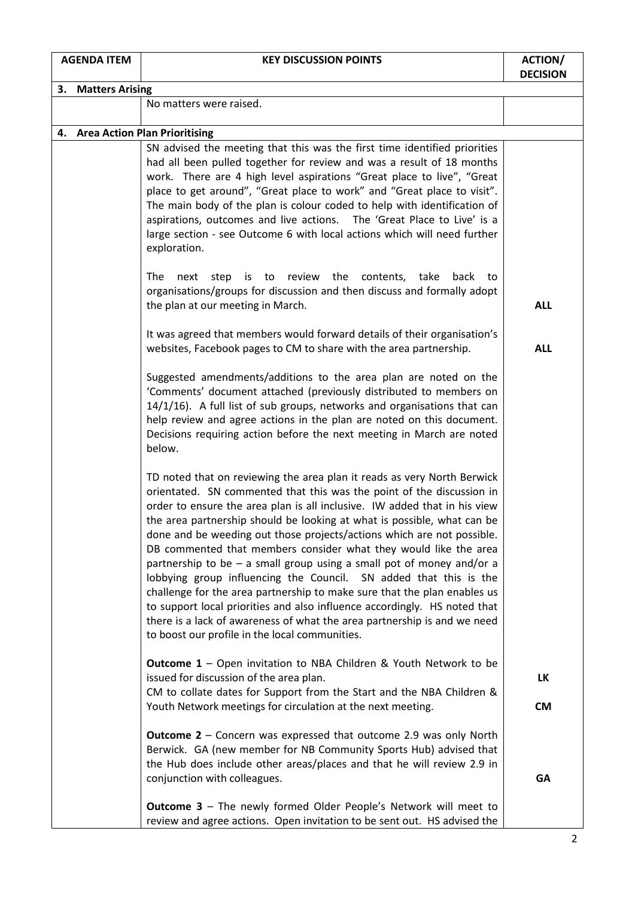| AGENDA ITEM | KEY DISCUSSION POINTS | ACTION/ DECISION |
|---|---|---|
| **3. Matters Arising** | | |
| | No matters were raised. | |
| **4. Area Action Plan Prioritising** | | |
| | SN advised the meeting that this was the first time identified priorities had all been pulled together for review and was a result of 18 months work. There are 4 high level aspirations "Great place to live", "Great place to get around", "Great place to work" and "Great place to visit". The main body of the plan is colour coded to help with identification of aspirations, outcomes and live actions. The 'Great Place to Live' is a large section - see Outcome 6 with local actions which will need further exploration. | |
| | The next step is to review the contents, take back to organisations/groups for discussion and then discuss and formally adopt the plan at our meeting in March. | **ALL** |
| | It was agreed that members would forward details of their organisation's websites, Facebook pages to CM to share with the area partnership. | **ALL** |
| | Suggested amendments/additions to the area plan are noted on the 'Comments' document attached (previously distributed to members on 14/1/16). A full list of sub groups, networks and organisations that can help review and agree actions in the plan are noted on this document. Decisions requiring action before the next meeting in March are noted below. | |
| | TD noted that on reviewing the area plan it reads as very North Berwick orientated. SN commented that this was the point of the discussion in order to ensure the area plan is all inclusive. IW added that in his view the area partnership should be looking at what is possible, what can be done and be weeding out those projects/actions which are not possible. DB commented that members consider what they would like the area partnership to be – a small group using a small pot of money and/or a lobbying group influencing the Council. SN added that this is the challenge for the area partnership to make sure that the plan enables us to support local priorities and also influence accordingly. HS noted that there is a lack of awareness of what the area partnership is and we need to boost our profile in the local communities. | |
| | **Outcome 1** – Open invitation to NBA Children & Youth Network to be issued for discussion of the area plan. | **LK** |
| | CM to collate dates for Support from the Start and the NBA Children & Youth Network meetings for circulation at the next meeting. | **CM** |
| | **Outcome 2** – Concern was expressed that outcome 2.9 was only North Berwick. GA (new member for NB Community Sports Hub) advised that the Hub does include other areas/places and that he will review 2.9 in conjunction with colleagues. | **GA** |
| | **Outcome 3** – The newly formed Older People's Network will meet to review and agree actions. Open invitation to be sent out. HS advised the | |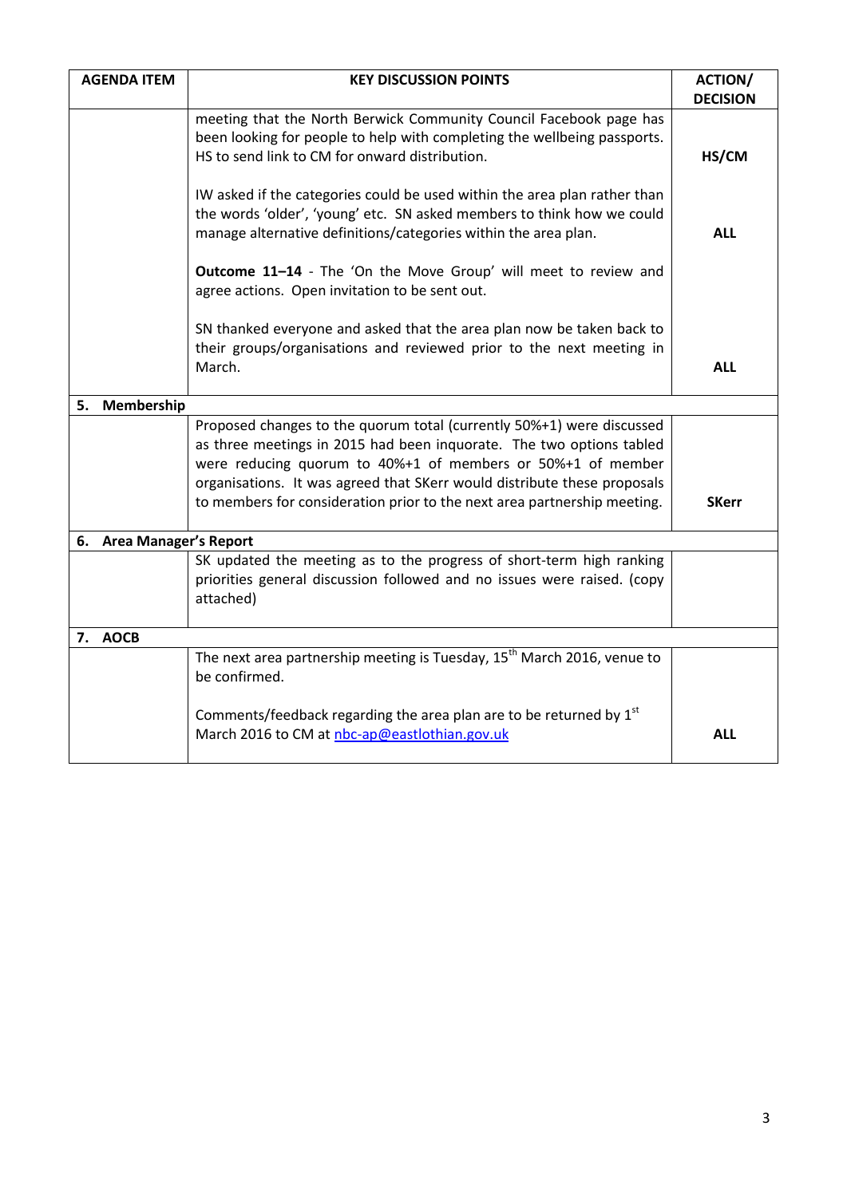| AGENDA ITEM | KEY DISCUSSION POINTS | ACTION/ DECISION |
|---|---|---|
| | meeting that the North Berwick Community Council Facebook page has been looking for people to help with completing the wellbeing passports. HS to send link to CM for onward distribution. | HS/CM |
| | IW asked if the categories could be used within the area plan rather than the words 'older', 'young' etc. SN asked members to think how we could manage alternative definitions/categories within the area plan. | ALL |
| | **Outcome 11–14** - The 'On the Move Group' will meet to review and agree actions. Open invitation to be sent out. | |
| | SN thanked everyone and asked that the area plan now be taken back to their groups/organisations and reviewed prior to the next meeting in March. | ALL |
| **5. Membership** | | |
| | Proposed changes to the quorum total (currently 50%+1) were discussed as three meetings in 2015 had been inquorate. The two options tabled were reducing quorum to 40%+1 of members or 50%+1 of member organisations. It was agreed that SKerr would distribute these proposals to members for consideration prior to the next area partnership meeting. | SKerr |
| **6. Area Manager's Report** | | |
| | SK updated the meeting as to the progress of short-term high ranking priorities general discussion followed and no issues were raised. (copy attached) | |
| **7. AOCB** | | |
| | The next area partnership meeting is Tuesday, 15th March 2016, venue to be confirmed. | |
| | Comments/feedback regarding the area plan are to be returned by 1st March 2016 to CM at nbc-ap@eastlothian.gov.uk | ALL |